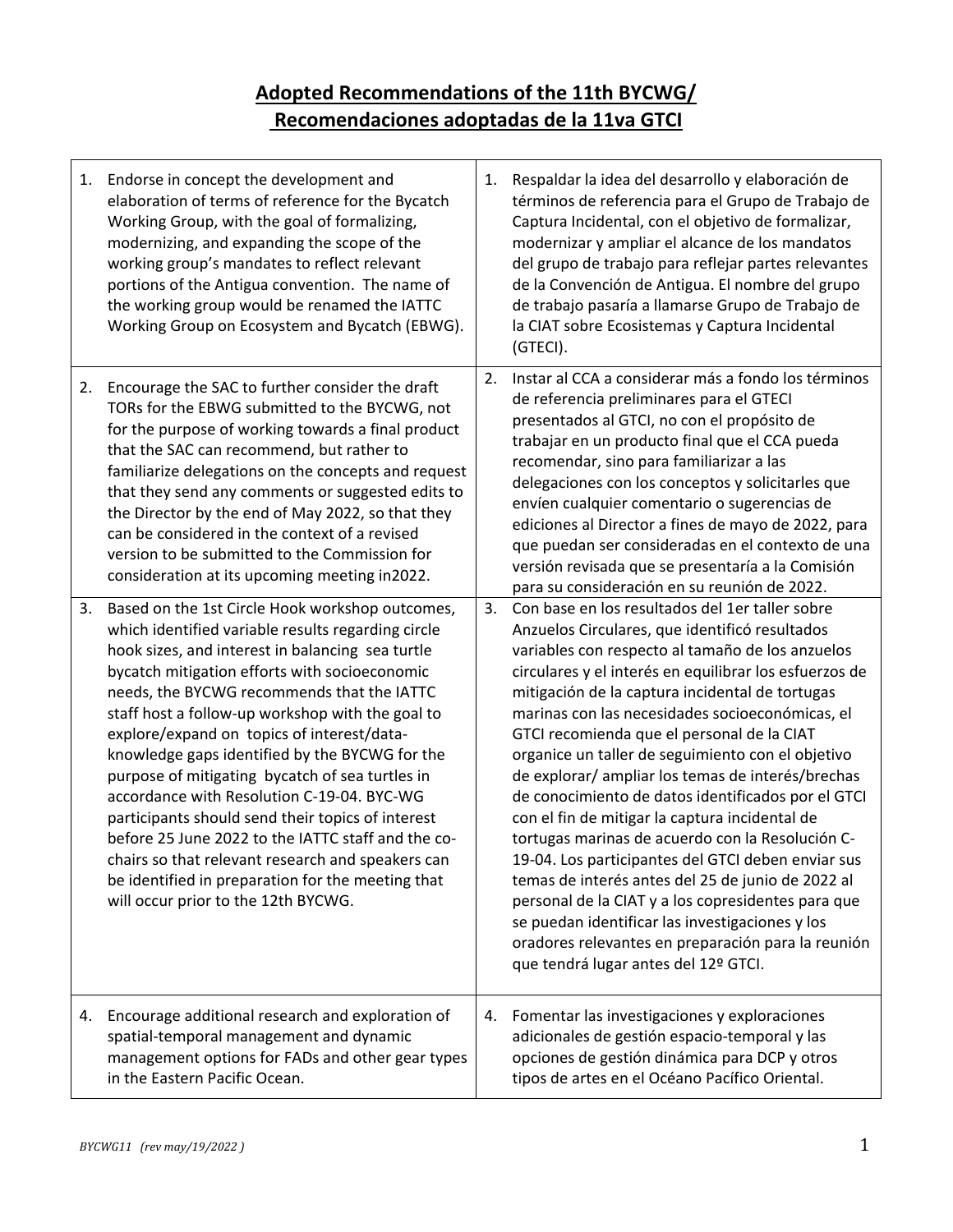# Adopted Recommendations of the 11th BYCWG/ Recomendaciones adoptadas de la 11va GTCI

| English | Español |
|---|---|
| 1. Endorse in concept the development and elaboration of terms of reference for the Bycatch Working Group, with the goal of formalizing, modernizing, and expanding the scope of the working group's mandates to reflect relevant portions of the Antigua convention. The name of the working group would be renamed the IATTC Working Group on Ecosystem and Bycatch (EBWG). | 1. Respaldar la idea del desarrollo y elaboración de términos de referencia para el Grupo de Trabajo de Captura Incidental, con el objetivo de formalizar, modernizar y ampliar el alcance de los mandatos del grupo de trabajo para reflejar partes relevantes de la Convención de Antigua. El nombre del grupo de trabajo pasaría a llamarse Grupo de Trabajo de la CIAT sobre Ecosistemas y Captura Incidental (GTECI). |
| 2. Encourage the SAC to further consider the draft TORs for the EBWG submitted to the BYCWG, not for the purpose of working towards a final product that the SAC can recommend, but rather to familiarize delegations on the concepts and request that they send any comments or suggested edits to the Director by the end of May 2022, so that they can be considered in the context of a revised version to be submitted to the Commission for consideration at its upcoming meeting in2022. | 2. Instar al CCA a considerar más a fondo los términos de referencia preliminares para el GTECI presentados al GTCI, no con el propósito de trabajar en un producto final que el CCA pueda recomendar, sino para familiarizar a las delegaciones con los conceptos y solicitarles que envíen cualquier comentario o sugerencias de ediciones al Director a fines de mayo de 2022, para que puedan ser consideradas en el contexto de una versión revisada que se presentaría a la Comisión para su consideración en su reunión de 2022. |
| 3. Based on the 1st Circle Hook workshop outcomes, which identified variable results regarding circle hook sizes, and interest in balancing sea turtle bycatch mitigation efforts with socioeconomic needs, the BYCWG recommends that the IATTC staff host a follow-up workshop with the goal to explore/expand on topics of interest/data-knowledge gaps identified by the BYCWG for the purpose of mitigating bycatch of sea turtles in accordance with Resolution C-19-04. BYC-WG participants should send their topics of interest before 25 June 2022 to the IATTC staff and the co-chairs so that relevant research and speakers can be identified in preparation for the meeting that will occur prior to the 12th BYCWG. | 3. Con base en los resultados del 1er taller sobre Anzuelos Circulares, que identificó resultados variables con respecto al tamaño de los anzuelos circulares y el interés en equilibrar los esfuerzos de mitigación de la captura incidental de tortugas marinas con las necesidades socioeconómicas, el GTCI recomienda que el personal de la CIAT organice un taller de seguimiento con el objetivo de explorar/ ampliar los temas de interés/brechas de conocimiento de datos identificados por el GTCI con el fin de mitigar la captura incidental de tortugas marinas de acuerdo con la Resolución C-19-04. Los participantes del GTCI deben enviar sus temas de interés antes del 25 de junio de 2022 al personal de la CIAT y a los copresidentes para que se puedan identificar las investigaciones y los oradores relevantes en preparación para la reunión que tendrá lugar antes del 12º GTCI. |
| 4. Encourage additional research and exploration of spatial-temporal management and dynamic management options for FADs and other gear types in the Eastern Pacific Ocean. | 4. Fomentar las investigaciones y exploraciones adicionales de gestión espacio-temporal y las opciones de gestión dinámica para DCP y otros tipos de artes en el Océano Pacífico Oriental. |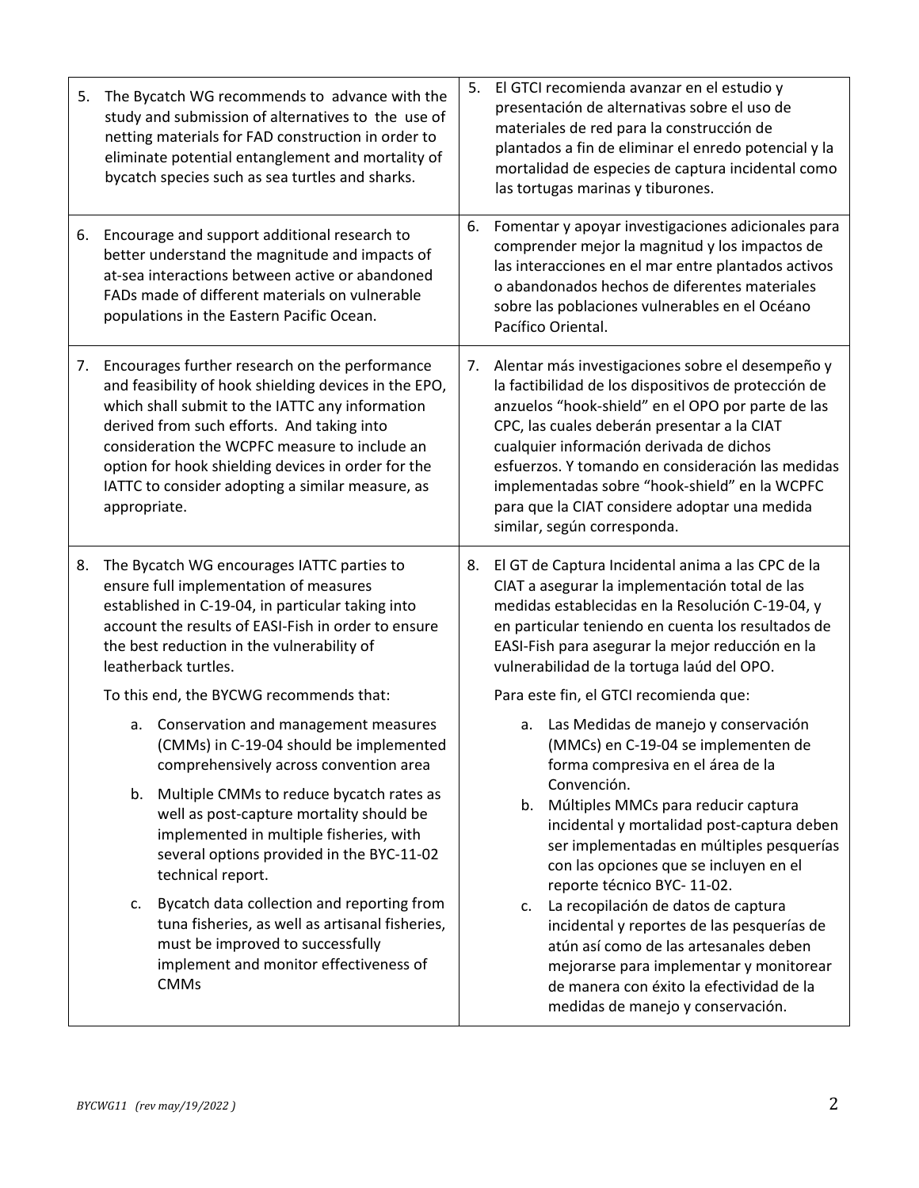| | |
|---|---|
| 5. The Bycatch WG recommends to advance with the study and submission of alternatives to the use of netting materials for FAD construction in order to eliminate potential entanglement and mortality of bycatch species such as sea turtles and sharks. | 5. El GTCI recomienda avanzar en el estudio y presentación de alternativas sobre el uso de materiales de red para la construcción de plantados a fin de eliminar el enredo potencial y la mortalidad de especies de captura incidental como las tortugas marinas y tiburones. |
| 6. Encourage and support additional research to better understand the magnitude and impacts of at-sea interactions between active or abandoned FADs made of different materials on vulnerable populations in the Eastern Pacific Ocean. | 6. Fomentar y apoyar investigaciones adicionales para comprender mejor la magnitud y los impactos de las interacciones en el mar entre plantados activos o abandonados hechos de diferentes materiales sobre las poblaciones vulnerables en el Océano Pacífico Oriental. |
| 7. Encourages further research on the performance and feasibility of hook shielding devices in the EPO, which shall submit to the IATTC any information derived from such efforts. And taking into consideration the WCPFC measure to include an option for hook shielding devices in order for the IATTC to consider adopting a similar measure, as appropriate. | 7. Alentar más investigaciones sobre el desempeño y la factibilidad de los dispositivos de protección de anzuelos "hook-shield" en el OPO por parte de las CPC, las cuales deberán presentar a la CIAT cualquier información derivada de dichos esfuerzos. Y tomando en consideración las medidas implementadas sobre "hook-shield" en la WCPFC para que la CIAT considere adoptar una medida similar, según corresponda. |
| 8. The Bycatch WG encourages IATTC parties to ensure full implementation of measures established in C-19-04, in particular taking into account the results of EASI-Fish in order to ensure the best reduction in the vulnerability of leatherback turtles.<br><br>To this end, the BYCWG recommends that:<br><br>a. Conservation and management measures (CMMs) in C-19-04 should be implemented comprehensively across convention area<br><br>b. Multiple CMMs to reduce bycatch rates as well as post-capture mortality should be implemented in multiple fisheries, with several options provided in the BYC-11-02 technical report.<br><br>c. Bycatch data collection and reporting from tuna fisheries, as well as artisanal fisheries, must be improved to successfully implement and monitor effectiveness of CMMs | 8. El GT de Captura Incidental anima a las CPC de la CIAT a asegurar la implementación total de las medidas establecidas en la Resolución C-19-04, y en particular teniendo en cuenta los resultados de EASI-Fish para asegurar la mejor reducción en la vulnerabilidad de la tortuga laúd del OPO.<br><br>Para este fin, el GTCI recomienda que:<br><br>a. Las Medidas de manejo y conservación (MMCs) en C-19-04 se implementen de forma compresiva en el área de la Convención.<br><br>b. Múltiples MMCs para reducir captura incidental y mortalidad post-captura deben ser implementadas en múltiples pesquerías con las opciones que se incluyen en el reporte técnico BYC- 11-02.<br><br>c. La recopilación de datos de captura incidental y reportes de las pesquerías de atún así como de las artesanales deben mejorarse para implementar y monitorear de manera con éxito la efectividad de la medidas de manejo y conservación. |